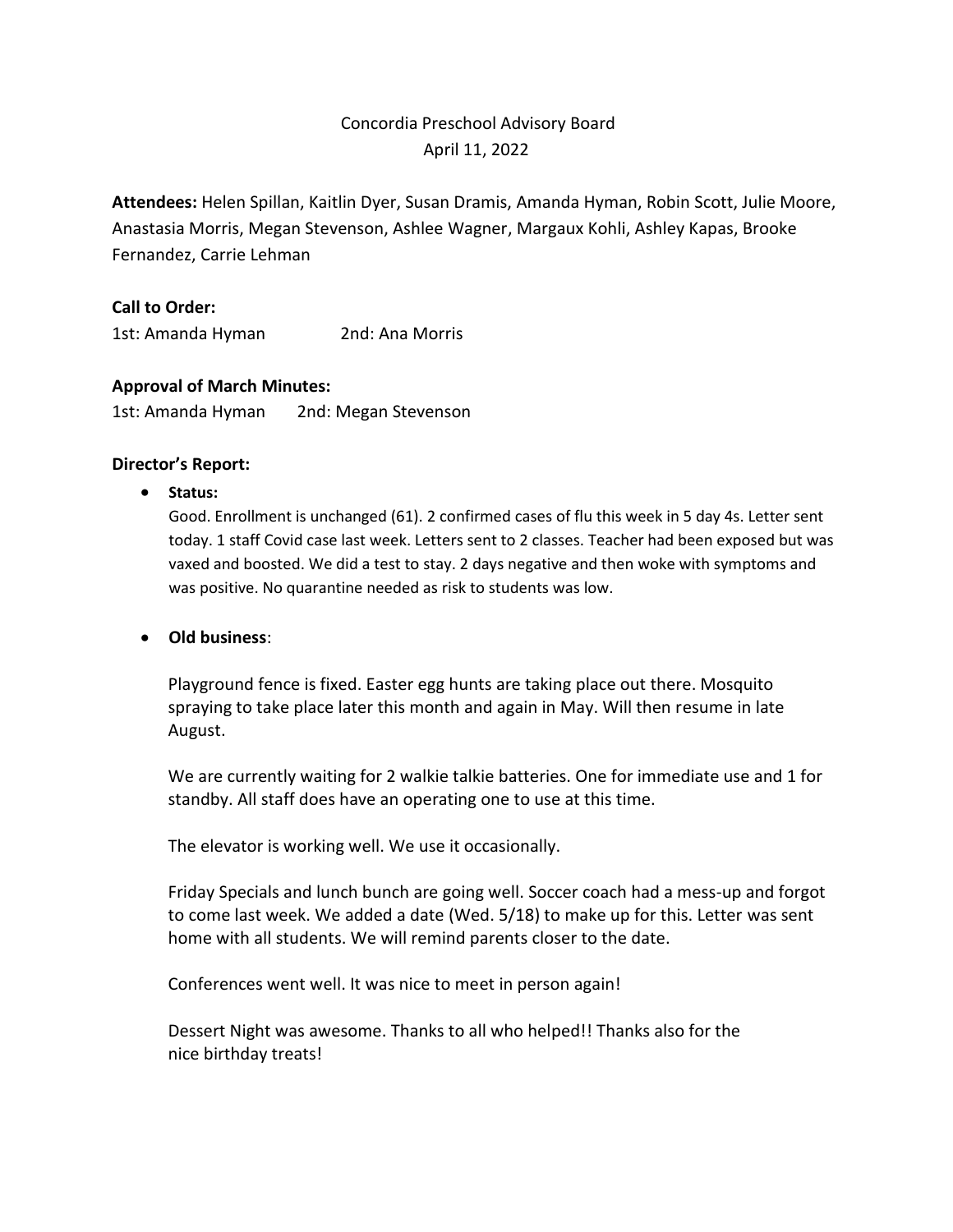# Concordia Preschool Advisory Board

April 11, 2022

**Attendees:** Helen Spillan, Kaitlin Dyer, Susan Dramis, Amanda Hyman, Robin Scott, Julie Moore, Anastasia Morris, Megan Stevenson, Ashlee Wagner, Margaux Kohli, Ashley Kapas, Brooke Fernandez, Carrie Lehman

**Call to Order:**

1st: Amanda Hyman 2nd: Ana Morris

**Approval of March Minutes:**

1st: Amanda Hyman 2nd: Megan Stevenson

**Director's Report:**

- **Status:**

  Good. Enrollment is unchanged (61). 2 confirmed cases of flu this week in 5 day 4s. Letter sent today. 1 staff Covid case last week. Letters sent to 2 classes. Teacher had been exposed but was vaxed and boosted. We did a test to stay. 2 days negative and then woke with symptoms and was positive. No quarantine needed as risk to students was low.

- **Old business**:

  Playground fence is fixed. Easter egg hunts are taking place out there. Mosquito spraying to take place later this month and again in May. Will then resume in late August.

  We are currently waiting for 2 walkie talkie batteries. One for immediate use and 1 for standby. All staff does have an operating one to use at this time.

  The elevator is working well. We use it occasionally.

  Friday Specials and lunch bunch are going well. Soccer coach had a mess-up and forgot to come last week. We added a date (Wed. 5/18) to make up for this. Letter was sent home with all students. We will remind parents closer to the date.

  Conferences went well. It was nice to meet in person again!

  Dessert Night was awesome. Thanks to all who helped!! Thanks also for the nice birthday treats!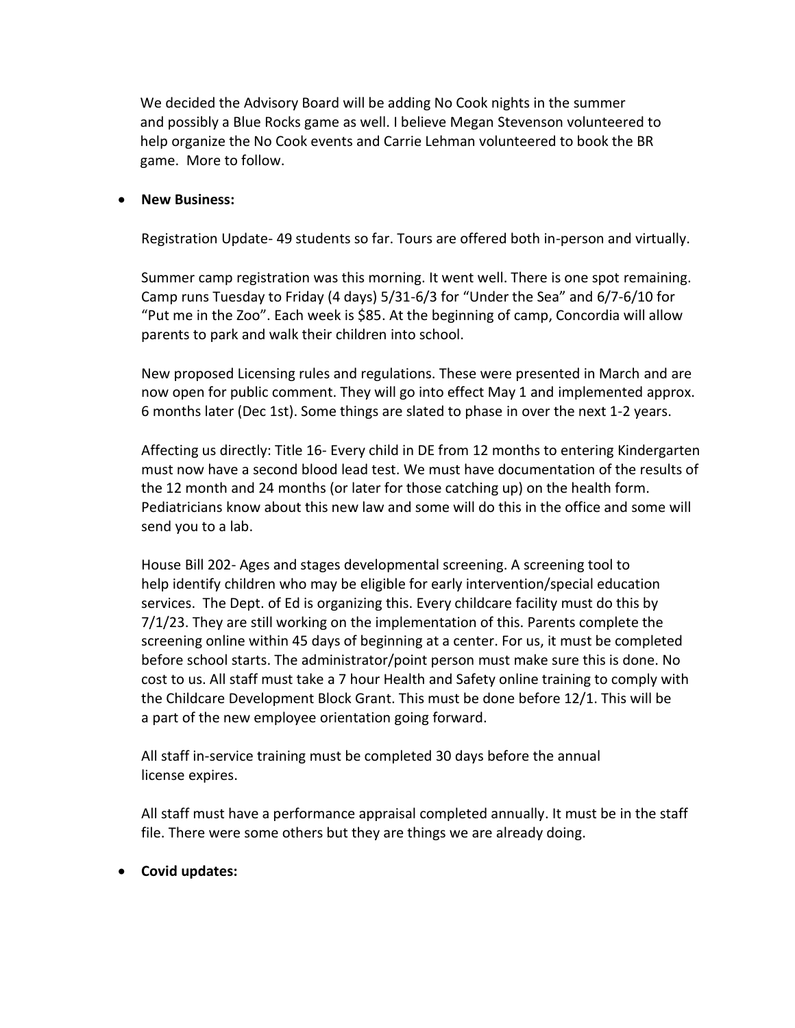We decided the Advisory Board will be adding No Cook nights in the summer and possibly a Blue Rocks game as well. I believe Megan Stevenson volunteered to help organize the No Cook events and Carrie Lehman volunteered to book the BR game. More to follow.

- **New Business:**

  Registration Update- 49 students so far. Tours are offered both in-person and virtually.

  Summer camp registration was this morning. It went well. There is one spot remaining. Camp runs Tuesday to Friday (4 days) 5/31-6/3 for "Under the Sea" and 6/7-6/10 for "Put me in the Zoo". Each week is $85. At the beginning of camp, Concordia will allow parents to park and walk their children into school.

  New proposed Licensing rules and regulations. These were presented in March and are now open for public comment. They will go into effect May 1 and implemented approx. 6 months later (Dec 1st). Some things are slated to phase in over the next 1-2 years.

  Affecting us directly: Title 16- Every child in DE from 12 months to entering Kindergarten must now have a second blood lead test. We must have documentation of the results of the 12 month and 24 months (or later for those catching up) on the health form. Pediatricians know about this new law and some will do this in the office and some will send you to a lab.

  House Bill 202- Ages and stages developmental screening. A screening tool to help identify children who may be eligible for early intervention/special education services. The Dept. of Ed is organizing this. Every childcare facility must do this by 7/1/23. They are still working on the implementation of this. Parents complete the screening online within 45 days of beginning at a center. For us, it must be completed before school starts. The administrator/point person must make sure this is done. No cost to us. All staff must take a 7 hour Health and Safety online training to comply with the Childcare Development Block Grant. This must be done before 12/1. This will be a part of the new employee orientation going forward.

  All staff in-service training must be completed 30 days before the annual license expires.

  All staff must have a performance appraisal completed annually. It must be in the staff file. There were some others but they are things we are already doing.

- **Covid updates:**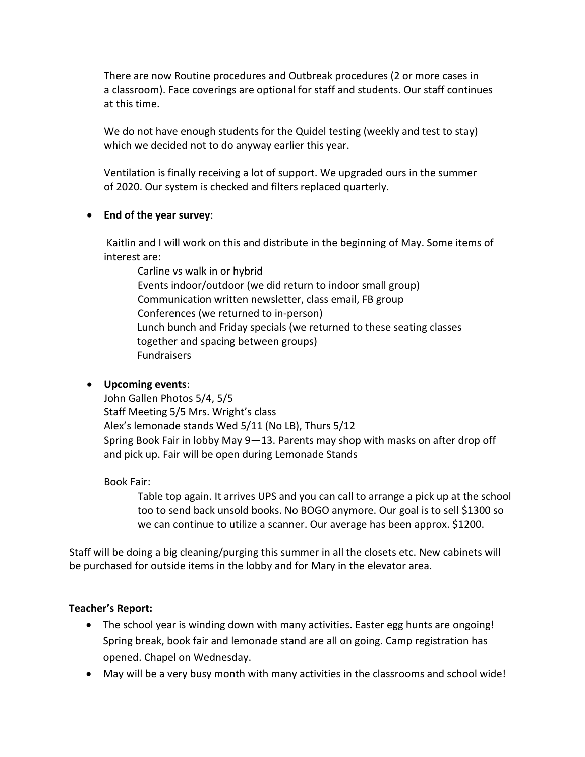There are now Routine procedures and Outbreak procedures (2 or more cases in a classroom). Face coverings are optional for staff and students. Our staff continues at this time.

We do not have enough students for the Quidel testing (weekly and test to stay) which we decided not to do anyway earlier this year.

Ventilation is finally receiving a lot of support. We upgraded ours in the summer of 2020. Our system is checked and filters replaced quarterly.

- **End of the year survey**:

  Kaitlin and I will work on this and distribute in the beginning of May. Some items of interest are:

  - Carline vs walk in or hybrid
  - Events indoor/outdoor (we did return to indoor small group)
  - Communication written newsletter, class email, FB group
  - Conferences (we returned to in-person)
  - Lunch bunch and Friday specials (we returned to these seating classes together and spacing between groups)
  - Fundraisers

- **Upcoming events**:

  John Gallen Photos 5/4, 5/5
  Staff Meeting 5/5 Mrs. Wright's class
  Alex's lemonade stands Wed 5/11 (No LB), Thurs 5/12
  Spring Book Fair in lobby May 9—13. Parents may shop with masks on after drop off and pick up. Fair will be open during Lemonade Stands

  Book Fair:

  Table top again. It arrives UPS and you can call to arrange a pick up at the school too to send back unsold books. No BOGO anymore. Our goal is to sell $1300 so we can continue to utilize a scanner. Our average has been approx. $1200.

Staff will be doing a big cleaning/purging this summer in all the closets etc. New cabinets will be purchased for outside items in the lobby and for Mary in the elevator area.

**Teacher's Report:**

- The school year is winding down with many activities. Easter egg hunts are ongoing! Spring break, book fair and lemonade stand are all on going. Camp registration has opened. Chapel on Wednesday.
- May will be a very busy month with many activities in the classrooms and school wide!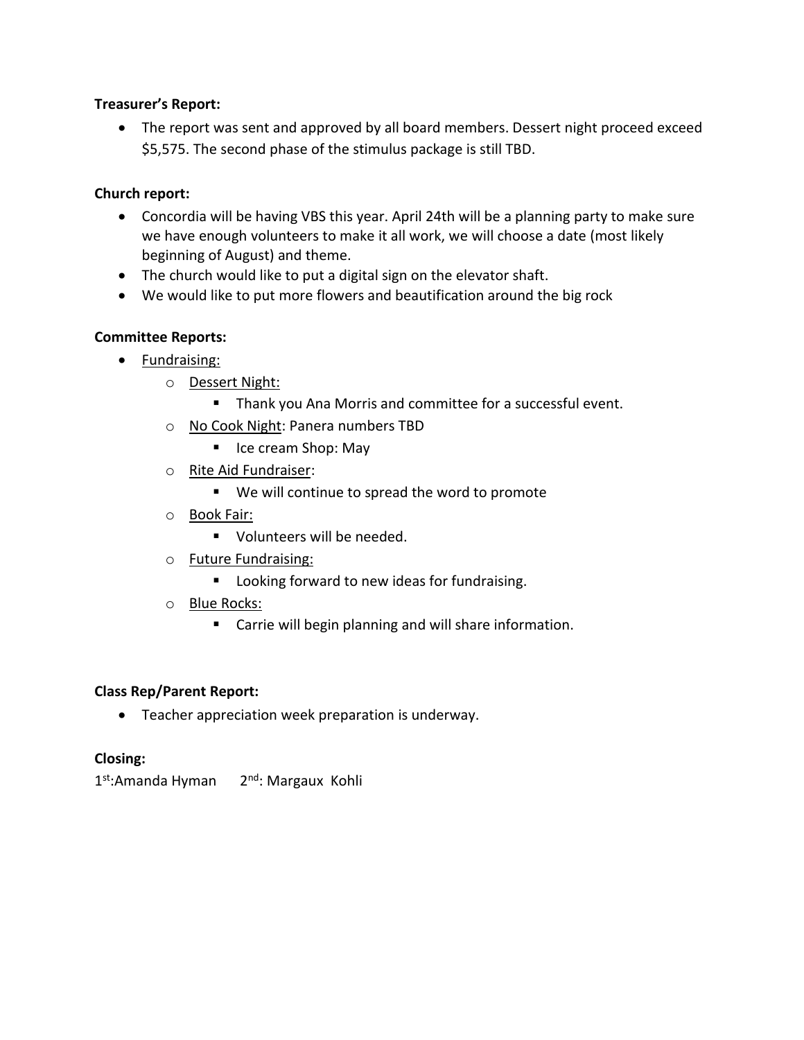**Treasurer's Report:**

- The report was sent and approved by all board members. Dessert night proceed exceed $5,575. The second phase of the stimulus package is still TBD.

**Church report:**

- Concordia will be having VBS this year. April 24th will be a planning party to make sure we have enough volunteers to make it all work, we will choose a date (most likely beginning of August) and theme.
- The church would like to put a digital sign on the elevator shaft.
- We would like to put more flowers and beautification around the big rock

**Committee Reports:**

- <u>Fundraising:</u>
  - <u>Dessert Night:</u>
    - Thank you Ana Morris and committee for a successful event.
  - <u>No Cook Night</u>: Panera numbers TBD
    - Ice cream Shop: May
  - <u>Rite Aid Fundraiser</u>:
    - We will continue to spread the word to promote
  - <u>Book Fair:</u>
    - Volunteers will be needed.
  - <u>Future Fundraising:</u>
    - Looking forward to new ideas for fundraising.
  - <u>Blue Rocks:</u>
    - Carrie will begin planning and will share information.

**Class Rep/Parent Report:**

- Teacher appreciation week preparation is underway.

**Closing:**

1st:Amanda Hyman 2nd: Margaux Kohli